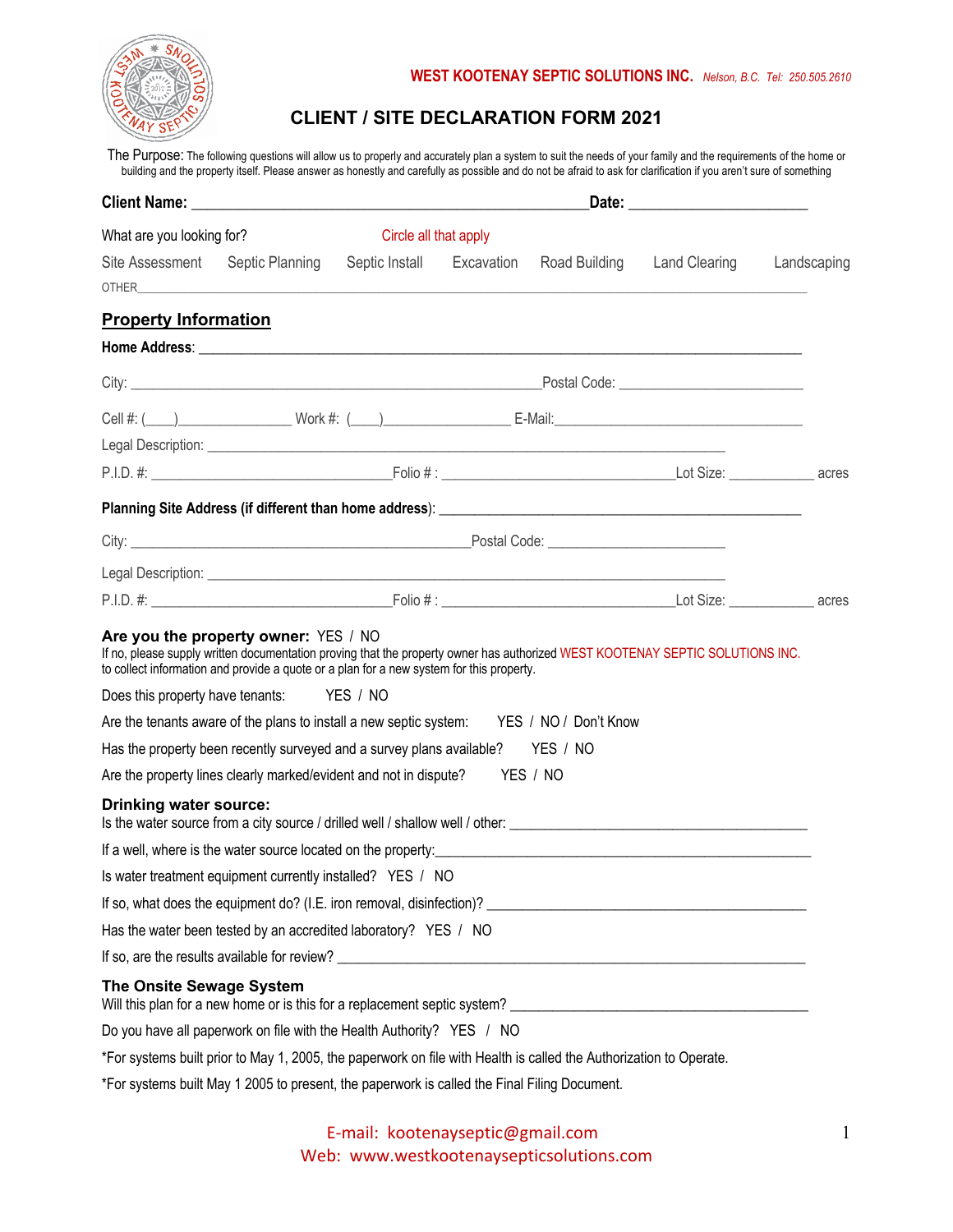**WEST KOOTENAY SEPTIC SOLUTIONS INC.** *Nelson, B.C. Tel: 250.505.2610*

# CLIENT / SITE DECLARATION FORM 2021

The Purpose: The following questions will allow us to properly and accurately plan a system to suit the needs of your family and the requirements of the home or building and the property itself. Please answer as honestly and carefully as possible and do not be afraid to ask for clarification if you aren't sure of something

**Client Name:** ______________________________________________ **Date:** ____________________

What are you looking for? Circle all that apply

Site Assessment  Septic Planning  Septic Install  Excavation  Road Building  Land Clearing  Landscaping

OTHER______________________________________________________________________________

## Property Information

**Home Address**: ______________________________________________________________________

City: ____________________________________________________Postal Code: ______________________

Cell #: (____)______________ Work #: (____)_______________ E-Mail:________________________________

Legal Description: ______________________________________________________________________

P.I.D. #: ______________________________Folio # : ______________________________Lot Size: ___________ acres

**Planning Site Address (if different than home address)**: ____________________________________________

City: ____________________________________________Postal Code: ______________________

Legal Description: ______________________________________________________________________

P.I.D. #: ______________________________Folio # : ______________________________Lot Size: ___________ acres

**Are you the property owner:** YES / NO

If no, please supply written documentation proving that the property owner has authorized WEST KOOTENAY SEPTIC SOLUTIONS INC. to collect information and provide a quote or a plan for a new system for this property.

Does this property have tenants: YES / NO

Are the tenants aware of the plans to install a new septic system: YES / NO / Don't Know

Has the property been recently surveyed and a survey plans available? YES / NO

Are the property lines clearly marked/evident and not in dispute? YES / NO

### Drinking water source:

Is the water source from a city source / drilled well / shallow well / other: ______________________________________

If a well, where is the water source located on the property:________________________________________________

Is water treatment equipment currently installed? YES / NO

If so, what does the equipment do? (I.E. iron removal, disinfection)? ______________________________________

Has the water been tested by an accredited laboratory? YES / NO

If so, are the results available for review? ____________________________________________________________

### The Onsite Sewage System

Will this plan for a new home or is this for a replacement septic system? ____________________________________

Do you have all paperwork on file with the Health Authority? YES / NO

*For systems built prior to May 1, 2005, the paperwork on file with Health is called the Authorization to Operate.

*For systems built May 1 2005 to present, the paperwork is called the Final Filing Document.

E-mail: kootenayseptic@gmail.com
Web: www.westkootenaysepticsolutions.com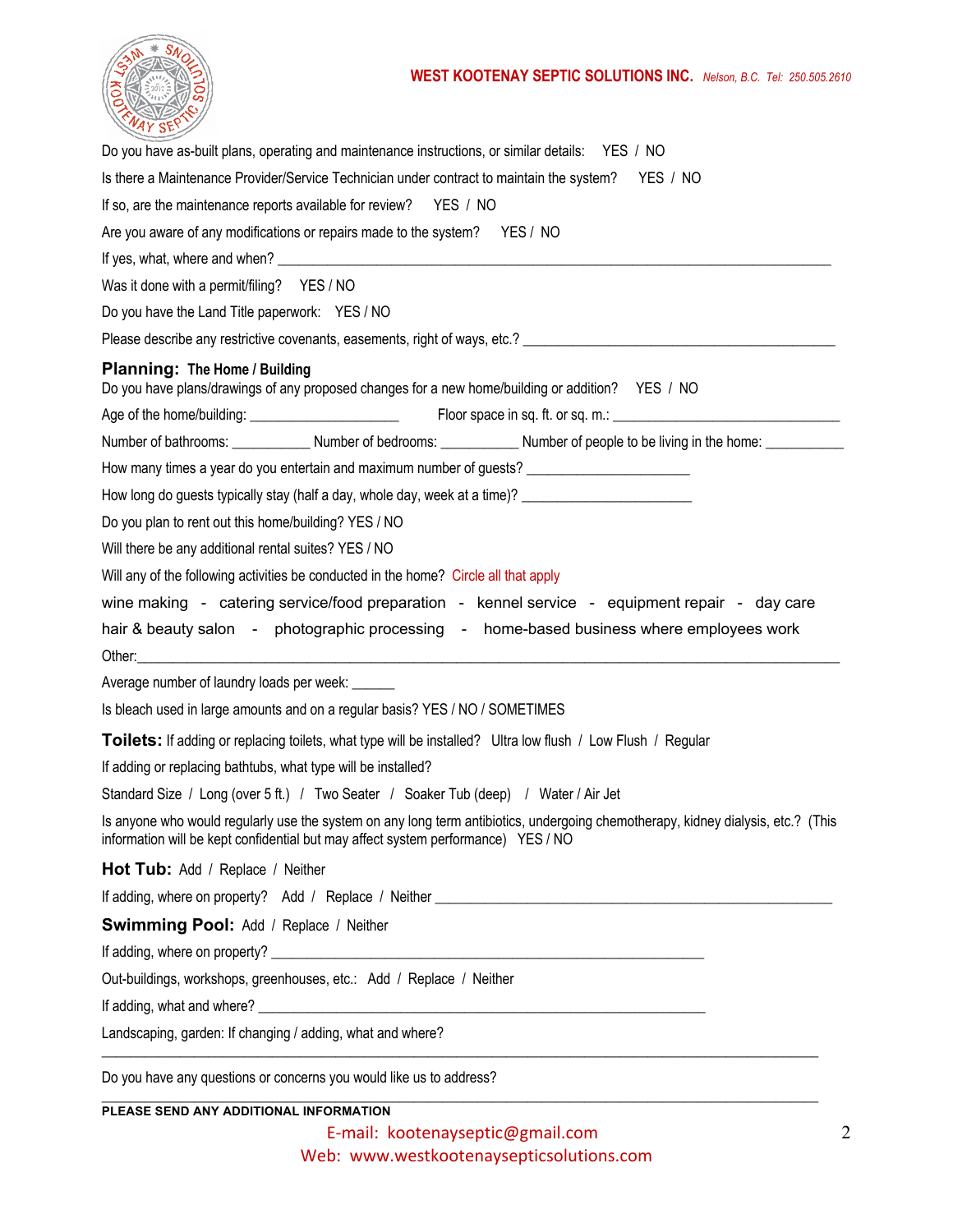WEST KOOTENAY SEPTIC SOLUTIONS INC. *Nelson, B.C. Tel: 250.505.2610*

Do you have as-built plans, operating and maintenance instructions, or similar details: YES / NO

Is there a Maintenance Provider/Service Technician under contract to maintain the system? YES / NO

If so, are the maintenance reports available for review? YES / NO

Are you aware of any modifications or repairs made to the system? YES / NO

If yes, what, where and when? ______________________________________________________________

Was it done with a permit/filing? YES / NO

Do you have the Land Title paperwork: YES / NO

Please describe any restrictive covenants, easements, right of ways, etc.? ________________________________

## Planning: The Home / Building

Do you have plans/drawings of any proposed changes for a new home/building or addition? YES / NO

Age of the home/building: ____________________ Floor space in sq. ft. or sq. m.: ______________________

Number of bathrooms: __________ Number of bedrooms: __________ Number of people to be living in the home: __________

How many times a year do you entertain and maximum number of guests? ____________________

How long do guests typically stay (half a day, whole day, week at a time)? ____________________

Do you plan to rent out this home/building? YES / NO

Will there be any additional rental suites? YES / NO

Will any of the following activities be conducted in the home? Circle all that apply

wine making - catering service/food preparation - kennel service - equipment repair - day care

hair & beauty salon - photographic processing - home-based business where employees work

Other:______________________________________________________________________________

Average number of laundry loads per week: ______

Is bleach used in large amounts and on a regular basis? YES / NO / SOMETIMES

**Toilets:** If adding or replacing toilets, what type will be installed? Ultra low flush / Low Flush / Regular

If adding or replacing bathtubs, what type will be installed?

Standard Size / Long (over 5 ft.) / Two Seater / Soaker Tub (deep) / Water / Air Jet

Is anyone who would regularly use the system on any long term antibiotics, undergoing chemotherapy, kidney dialysis, etc.? (This information will be kept confidential but may affect system performance) YES / NO

**Hot Tub:** Add / Replace / Neither

If adding, where on property? Add / Replace / Neither ____________________________________________

**Swimming Pool:** Add / Replace / Neither

If adding, where on property? ____________________________________________________

Out-buildings, workshops, greenhouses, etc.: Add / Replace / Neither

If adding, what and where? ____________________________________________________

Landscaping, garden: If changing / adding, what and where?

______________________________________________________________________________

Do you have any questions or concerns you would like us to address?

______________________________________________________________________________

**PLEASE SEND ANY ADDITIONAL INFORMATION**

E-mail: kootenayseptic@gmail.com

Web: www.westkootenaysepticsolutions.com